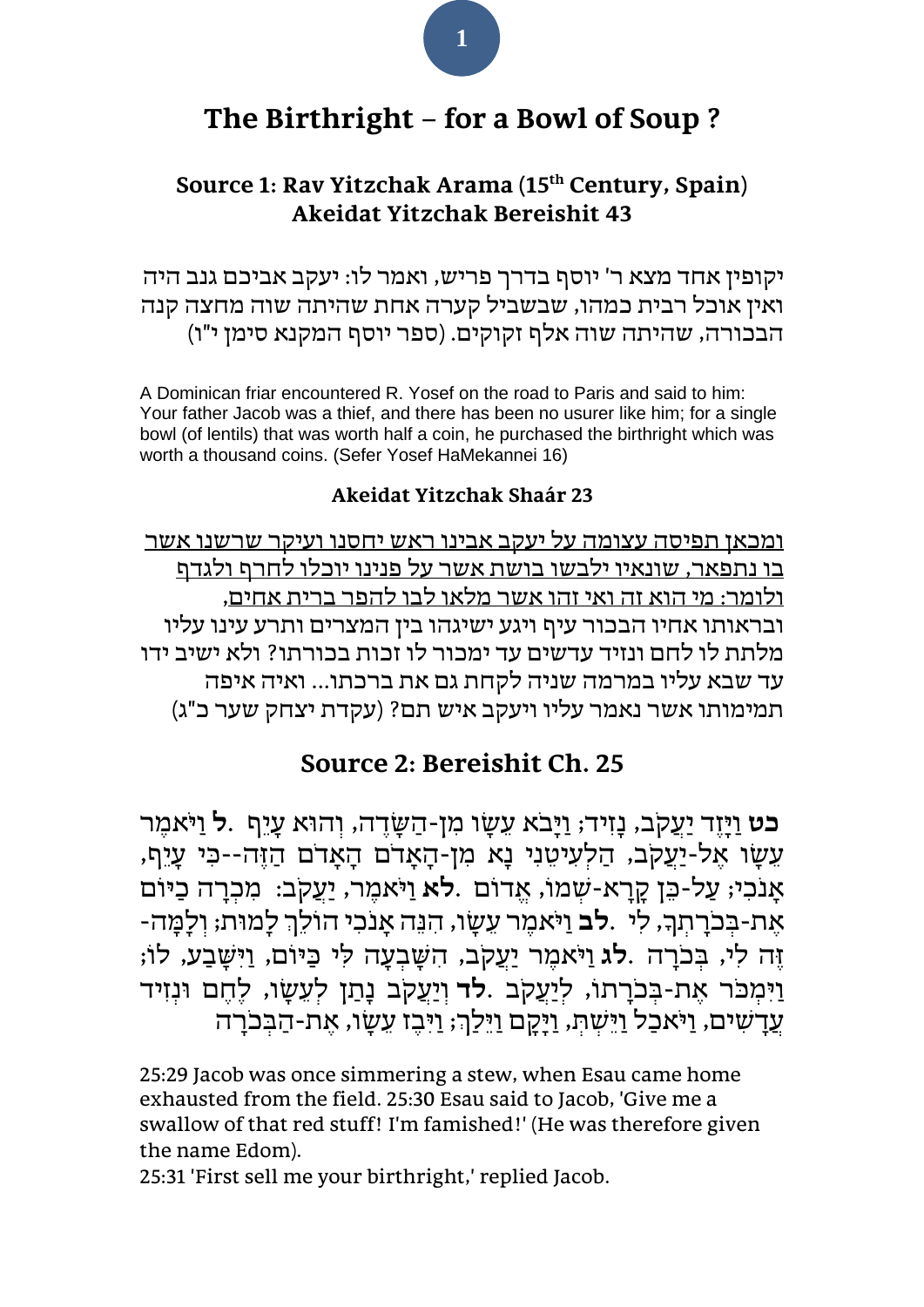# The Birthright – for a Bowl of Soup ?

## Source 1: Rav Yitzchak Arama (15th Century, Spain) Akeidat Yitzchak Bereishit 43

יקופין אחד מצא ר' יוסף בדרך פריש, ואמר לו: יעקב אביכם גנב היה ואין אוכל רבית כמהו, שבשביל קערה אחת שהיתה שוה מחצה קנה הבכורה, שהיתה שוה אלף זקוקים. (ספר יוסף המקנא סימן י"ו)

A Dominican friar encountered R. Yosef on the road to Paris and said to him: Your father Jacob was a thief, and there has been no usurer like him; for a single bowl (of lentils) that was worth half a coin, he purchased the birthright which was worth a thousand coins. (Sefer Yosef HaMekannei 16)

### Akeidat Yitzchak Shaár 23

<u>ומכאן תפיסה עצומה על יעקב אבינו ראש יחסנו ועיקר שרשנו אשר בו נתפאר, שונאיו ילבשו בושת אשר על פנינו יוכלו לחרף ולגדף ולומר: מי הוא זה ואי זהו אשר מלאו לבו להפר ברית אחים,</u> ובראותו אחיו הבכור עיף ויגע ישיגהו בין המצרים ותרע עינו עליו מלתת לו לחם ונזיד עדשים עד ימכור לו זכות בכורתו? ולא ישיב ידו עד שבא עליו במרמה שניה לקחת גם את ברכתו... ואיה איפה תמימותו אשר נאמר עליו ויעקב איש תם? (עקדת יצחק שער כ"ג)

## Source 2: Bereishit Ch. 25

**כט** וַיָּזֶד יַעֲקֹב, נָזִיד; וַיָּבֹא עֵשָׂו מִן-הַשָּׂדֶה, וְהוּא עָיֵף. **ל** וַיֹּאמֶר עֵשָׂו אֶל-יַעֲקֹב, הַלְעִיטֵנִי נָא מִן-הָאָדֹם הָאָדֹם הַזֶּה--כִּי עָיֵף, אָנֹכִי; עַל-כֵּן קָרָא-שְׁמוֹ, אֱדוֹם. **לא** וַיֹּאמֶר, יַעֲקֹב: מִכְרָה כַיּוֹם אֶת-בְּכֹרָתְךָ, לִי. **לב** וַיֹּאמֶר עֵשָׂו, הִנֵּה אָנֹכִי הוֹלֵךְ לָמוּת; וְלָמָּה-זֶּה לִי, בְּכֹרָה. **לג** וַיֹּאמֶר יַעֲקֹב, הִשָּׁבְעָה לִּי כַּיּוֹם, וַיִּשָּׁבַע, לוֹ; וַיִּמְכֹּר אֶת-בְּכֹרָתוֹ, לְיַעֲקֹב. **לד** וְיַעֲקֹב נָתַן לְעֵשָׂו, לֶחֶם וּנְזִיד עֲדָשִׁים, וַיֹּאכַל וַיֵּשְׁתְּ, וַיָּקָם וַיֵּלַךְ; וַיִּבֶז עֵשָׂו, אֶת-הַבְּכֹרָה

25:29 Jacob was once simmering a stew, when Esau came home exhausted from the field. 25:30 Esau said to Jacob, 'Give me a swallow of that red stuff! I'm famished!' (He was therefore given the name Edom).
25:31 'First sell me your birthright,' replied Jacob.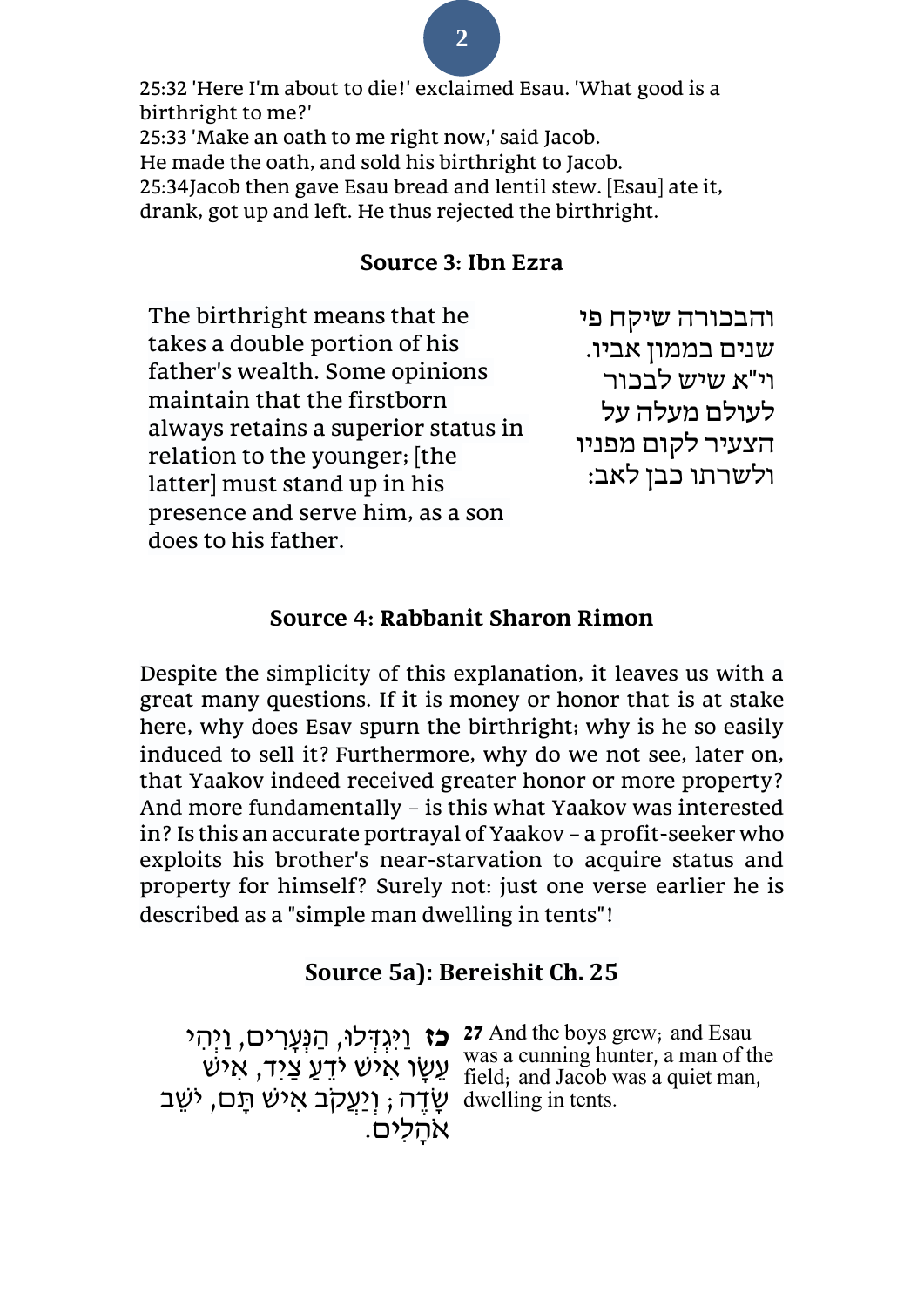25:32 'Here I'm about to die!' exclaimed Esau. 'What good is a birthright to me?'
25:33 'Make an oath to me right now,' said Jacob.
He made the oath, and sold his birthright to Jacob.
25:34Jacob then gave Esau bread and lentil stew. [Esau] ate it, drank, got up and left. He thus rejected the birthright.

### Source 3: Ibn Ezra

| | |
|---|---|
| The birthright means that he takes a double portion of his father's wealth. Some opinions maintain that the firstborn always retains a superior status in relation to the younger; [the latter] must stand up in his presence and serve him, as a son does to his father. | והבכורה שיקח פי שנים בממון אביו. וי"א שיש לבכור לעולם מעלה על הצעיר לקום מפניו ולשרתו כבן לאב: |

### Source 4: Rabbanit Sharon Rimon

Despite the simplicity of this explanation, it leaves us with a great many questions. If it is money or honor that is at stake here, why does Esav spurn the birthright; why is he so easily induced to sell it? Furthermore, why do we not see, later on, that Yaakov indeed received greater honor or more property? And more fundamentally – is this what Yaakov was interested in? Is this an accurate portrayal of Yaakov – a profit-seeker who exploits his brother's near-starvation to acquire status and property for himself? Surely not: just one verse earlier he is described as a "simple man dwelling in tents"!

### Source 5a): Bereishit Ch. 25

| | |
|---|---|
| **27** And the boys grew; and Esau was a cunning hunter, a man of the field; and Jacob was a quiet man, dwelling in tents. | **כז** וַיִּגְדְּלוּ, הַנְּעָרִים, וַיְהִי עֵשָׂו אִישׁ יֹדֵעַ צַיִד, אִישׁ שָׂדֶה; וְיַעֲקֹב אִישׁ תָּם, יֹשֵׁב אֹהָלִים. |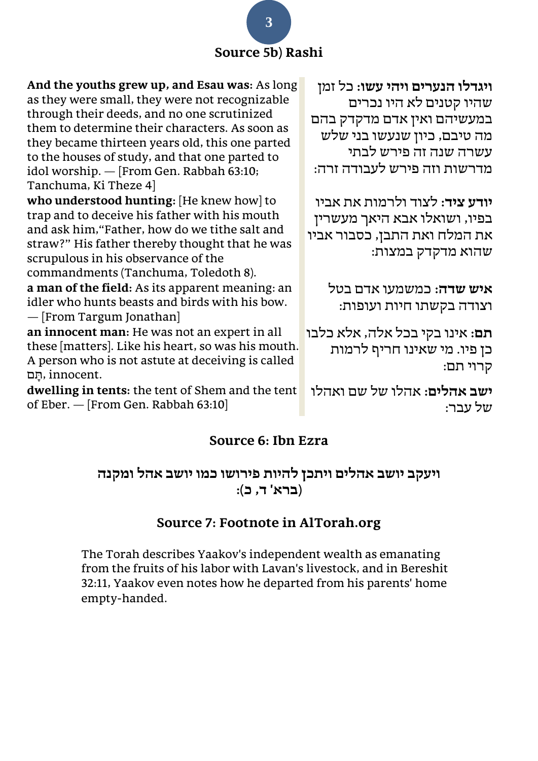## Source 5b) Rashi

**And the youths grew up, and Esau was:** As long as they were small, they were not recognizable through their deeds, and no one scrutinized them to determine their characters. As soon as they became thirteen years old, this one parted to the houses of study, and that one parted to idol worship. — [From Gen. Rabbah 63:10; Tanchuma, Ki Theze 4]

**who understood hunting:** [He knew how] to trap and to deceive his father with his mouth and ask him,"Father, how do we tithe salt and straw?" His father thereby thought that he was scrupulous in his observance of the commandments (Tanchuma, Toledoth 8).

**a man of the field:** As its apparent meaning: an idler who hunts beasts and birds with his bow. — [From Targum Jonathan]

**an innocent man:** He was not an expert in all these [matters]. Like his heart, so was his mouth. A person who is not astute at deceiving is called תָּם, innocent.

**dwelling in tents:** the tent of Shem and the tent of Eber. — [From Gen. Rabbah 63:10]

**ויגדלו הנערים ויהי עשו:** כל זמן שהיו קטנים לא היו נכרים במעשיהם ואין אדם מדקדק בהם מה טיבם, כיון שנעשו בני שלש עשרה שנה זה פירש לבתי מדרשות וזה פירש לעבודה זרה:

**יודע ציד:** לצוד ולרמות את אביו בפיו, ושואלו אבא היאך מעשרין את המלח ואת התבן, כסבור אביו שהוא מדקדק במצות:

**איש שדה:** כמשמעו אדם בטל וצודה בקשתו חיות ועופות:

**תם:** אינו בקי בכל אלה, אלא כלבו כן פיו. מי שאינו חריף לרמות קרוי תם:

**ישב אהלים:** אהלו של שם ואהלו של עבר:

## Source 6: Ibn Ezra

**ויעקב יושב אהלים ויתכן להיות פירושו כמו יושב אהל ומקנה (ברא' ד, כ):**

## Source 7: Footnote in AlTorah.org

The Torah describes Yaakov's independent wealth as emanating from the fruits of his labor with Lavan's livestock, and in Bereshit 32:11, Yaakov even notes how he departed from his parents' home empty-handed.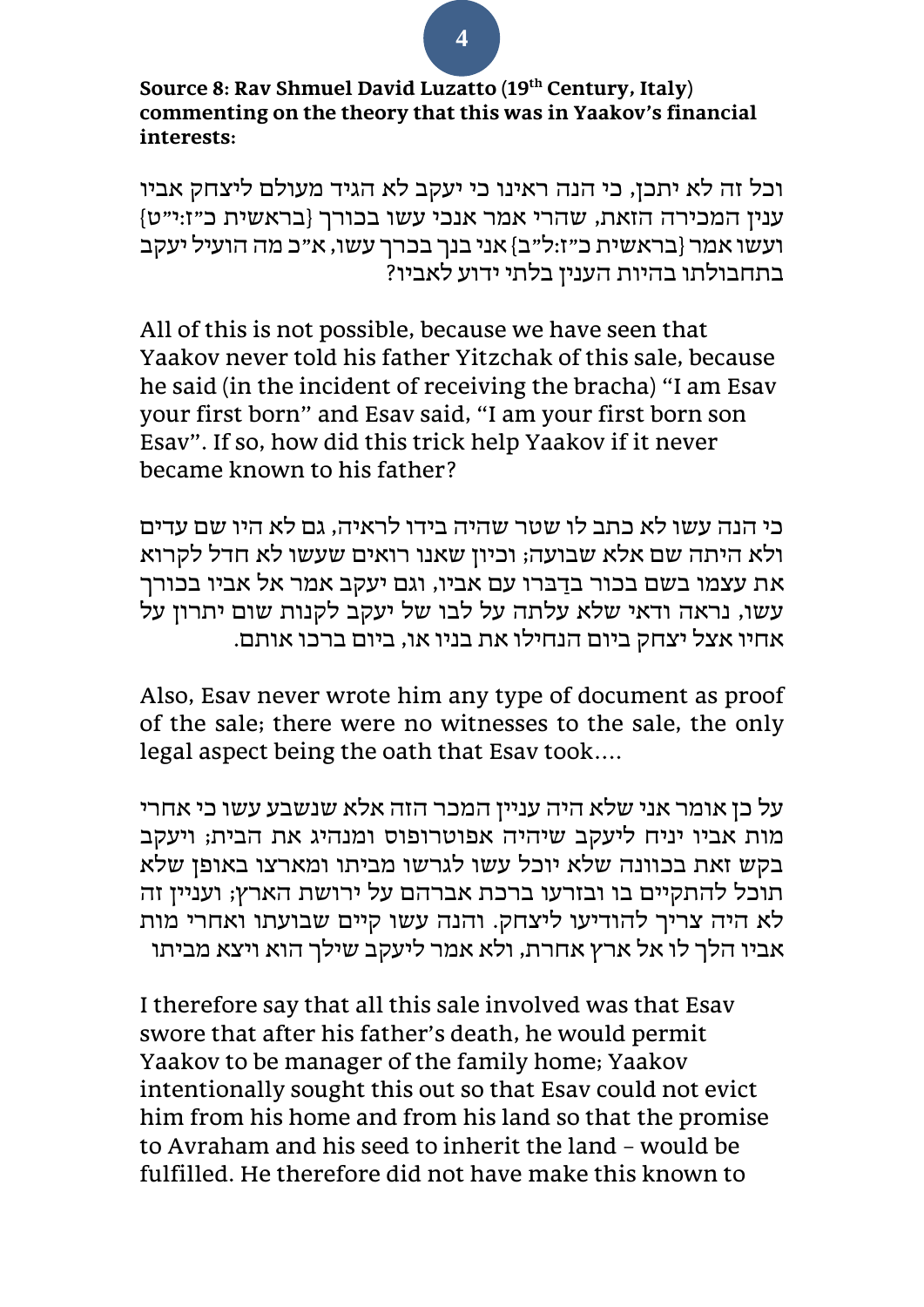**Source 8: Rav Shmuel David Luzatto (19th Century, Italy) commenting on the theory that this was in Yaakov's financial interests:**

וכל זה לא יתכן, כי הנה ראינו כי יעקב לא הגיד מעולם ליצחק אביו ענין המכירה הזאת, שהרי אמר אנכי עשו בכורך {בראשית כ"ז:י"ט} ועשו אמר {בראשית כ"ז:ל"ב} אני בנך בכרך עשו, א"כ מה הועיל יעקב בתחבולתו בהיות הענין בלתי ידוע לאביו?

All of this is not possible, because we have seen that Yaakov never told his father Yitzchak of this sale, because he said (in the incident of receiving the bracha) "I am Esav your first born" and Esav said, "I am your first born son Esav". If so, how did this trick help Yaakov if it never became known to his father?

כי הנה עשו לא כתב לו שטר שהיה בידו לראיה, גם לא היו שם עדים ולא היתה שם אלא שבועה; וכיון שאנו רואים שעשו לא חדל לקרוא את עצמו בשם בכור בדַברו עם אביו, וגם יעקב אמר אל אביו בכורך עשו, נראה ודאי שלא עלתה על לבו של יעקב לקנות שום יתרון על אחיו אצל יצחק ביום הנחילו את בניו או, ביום ברכו אותם.

Also, Esav never wrote him any type of document as proof of the sale; there were no witnesses to the sale, the only legal aspect being the oath that Esav took….

על כן אומר אני שלא היה עניין המכר הזה אלא שנשבע עשו כי אחרי מות אביו יניח ליעקב שיהיה אפוטרופוס ומנהיג את הבית; ויעקב בקש זאת בכוונה שלא יוכל עשו לגרשו מביתו ומארצו באופן שלא תוכל להתקיים בו ובזרעו ברכת אברהם על ירושת הארץ; ועניין זה לא היה צריך להודיעו ליצחק. והנה עשו קיים שבועתו ואחרי מות אביו הלך לו אל ארץ אחרת, ולא אמר ליעקב שילך הוא ויצא מביתו

I therefore say that all this sale involved was that Esav swore that after his father's death, he would permit Yaakov to be manager of the family home; Yaakov intentionally sought this out so that Esav could not evict him from his home and from his land so that the promise to Avraham and his seed to inherit the land – would be fulfilled. He therefore did not have make this known to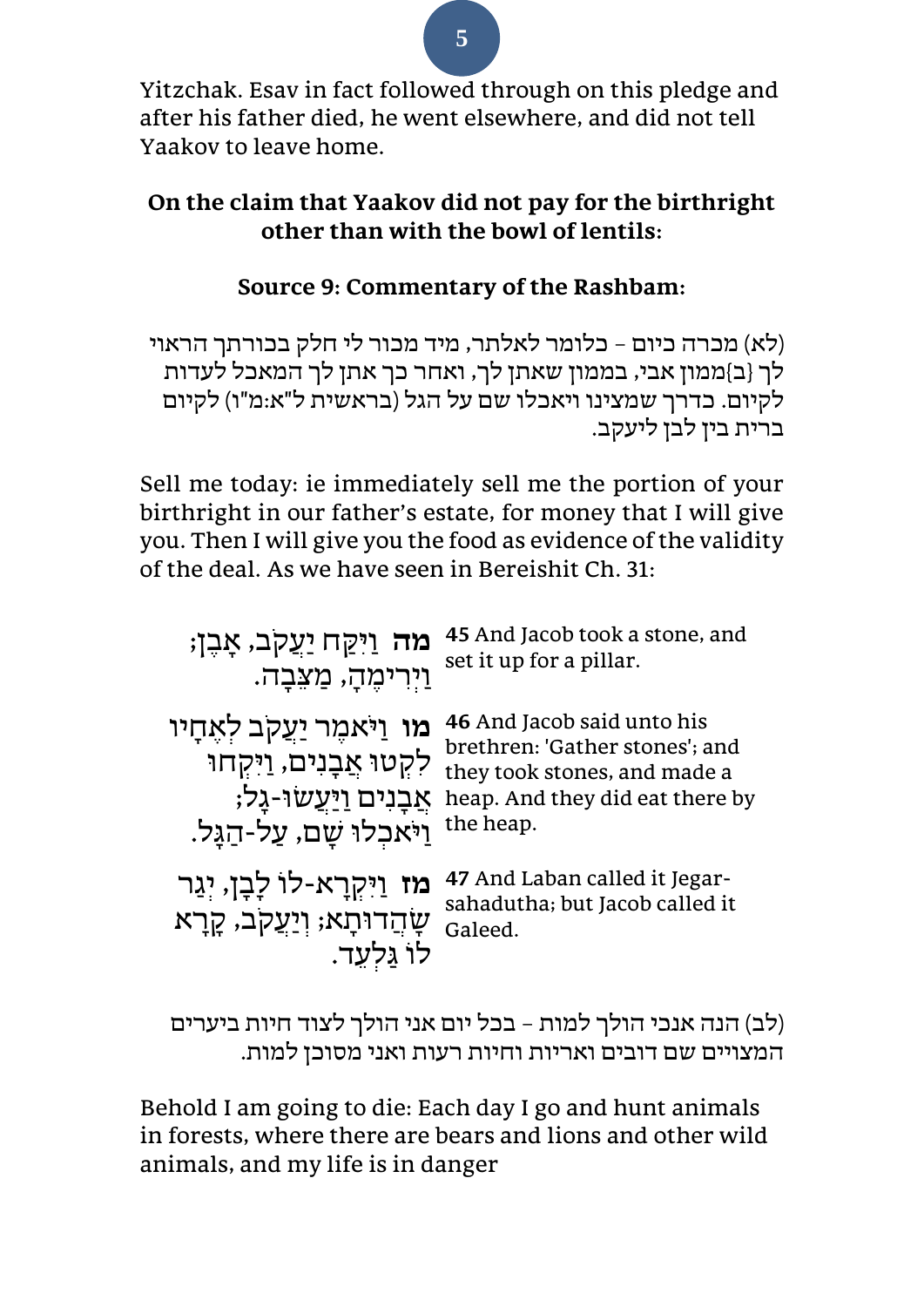Yitzchak. Esav in fact followed through on this pledge and after his father died, he went elsewhere, and did not tell Yaakov to leave home.

**On the claim that Yaakov did not pay for the birthright other than with the bowl of lentils:**

**Source 9: Commentary of the Rashbam:**

(לא) מכרה כיום - כלומר לאלתר, מיד מכור לי חלק בכורתך הראוי לך {ב}ממון אבי, בממון שאתן לך, ואחר כך אתן לך המאכל לעדות לקיום. כדרך שמצינו ויאכלו שם על הגל (בראשית ל"א:מ"ו) לקיום ברית בין לבן ליעקב.

Sell me today: ie immediately sell me the portion of your birthright in our father's estate, for money that I will give you. Then I will give you the food as evidence of the validity of the deal. As we have seen in Bereishit Ch. 31:

| | |
|---|---|
| **מה** וַיִּקַּח יַעֲקֹב, אָבֶן; וַיְרִימֶהָ, מַצֵּבָה. | **45** And Jacob took a stone, and set it up for a pillar. |
| **מו** וַיֹּאמֶר יַעֲקֹב לְאֶחָיו לִקְטוּ אֲבָנִים, וַיִּקְחוּ אֲבָנִים וַיַּעֲשׂוּ-גָל; וַיֹּאכְלוּ שָׁם, עַל-הַגָּל. | **46** And Jacob said unto his brethren: 'Gather stones'; and they took stones, and made a heap. And they did eat there by the heap. |
| **מז** וַיִּקְרָא-לוֹ לָבָן, יְגַר שָׂהֲדוּתָא; וְיַעֲקֹב, קָרָא לוֹ גַּלְעֵד. | **47** And Laban called it Jegar-sahadutha; but Jacob called it Galeed. |

(לב) הנה אנכי הולך למות - בכל יום אני הולך לצוד חיות ביערים המצויים שם דובים ואריות וחיות רעות ואני מסוכן למות.

Behold I am going to die: Each day I go and hunt animals in forests, where there are bears and lions and other wild animals, and my life is in danger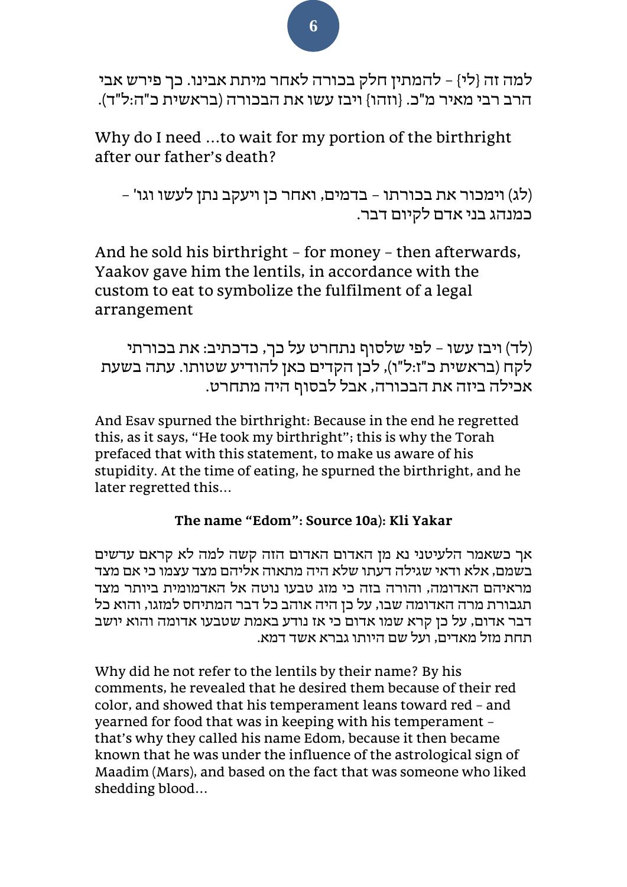למה זה {לי} – להמתין חלק בכורה לאחר מיתת אבינו. כך פירש אבי הרב רבי מאיר מ"כ. {וזהו} ויבז עשו את הבכורה (בראשית כ"ה:ל"ד).

Why do I need ...to wait for my portion of the birthright after our father's death?

(לג) וימכור את בכורתו – בדמים, ואחר כן ויעקב נתן לעשו וגו' – כמנהג בני אדם לקיום דבר.

And he sold his birthright – for money – then afterwards, Yaakov gave him the lentils, in accordance with the custom to eat to symbolize the fulfilment of a legal arrangement

(לד) ויבז עשו – לפי שלסוף נתחרט על כך, כדכתיב: את בכורתי לקח (בראשית כ"ז:ל"ו), לכן הקדים כאן להודיע שטותו. עתה בשעת אכילה ביזה את הבכורה, אבל לבסוף היה מתחרט.

And Esav spurned the birthright: Because in the end he regretted this, as it says, "He took my birthright"; this is why the Torah prefaced that with this statement, to make us aware of his stupidity. At the time of eating, he spurned the birthright, and he later regretted this...

**The name "Edom": Source 10a): Kli Yakar**

אך כשאמר הלעיטני נא מן האדום האדום הזה קשה למה לא קראם עדשים בשמם, אלא ודאי שגילה דעתו שלא היה מתאוה אליהם מצד עצמו כי אם מצד מראיהם האדומה, והורה בזה כי מזג טבעו נוטה אל האדמומית ביותר מצד תגבורת מרה האדומה שבו, על כן היה אוהב כל דבר המתיחס למזגו, והוא כל דבר אדום, על כן קרא שמו אדום כי אז נודע באמת שטבעו אדומה והוא יושב תחת מזל מאדים, ועל שם היותו גברא אשד דמא.

Why did he not refer to the lentils by their name? By his comments, he revealed that he desired them because of their red color, and showed that his temperament leans toward red – and yearned for food that was in keeping with his temperament – that's why they called his name Edom, because it then became known that he was under the influence of the astrological sign of Maadim (Mars), and based on the fact that was someone who liked shedding blood...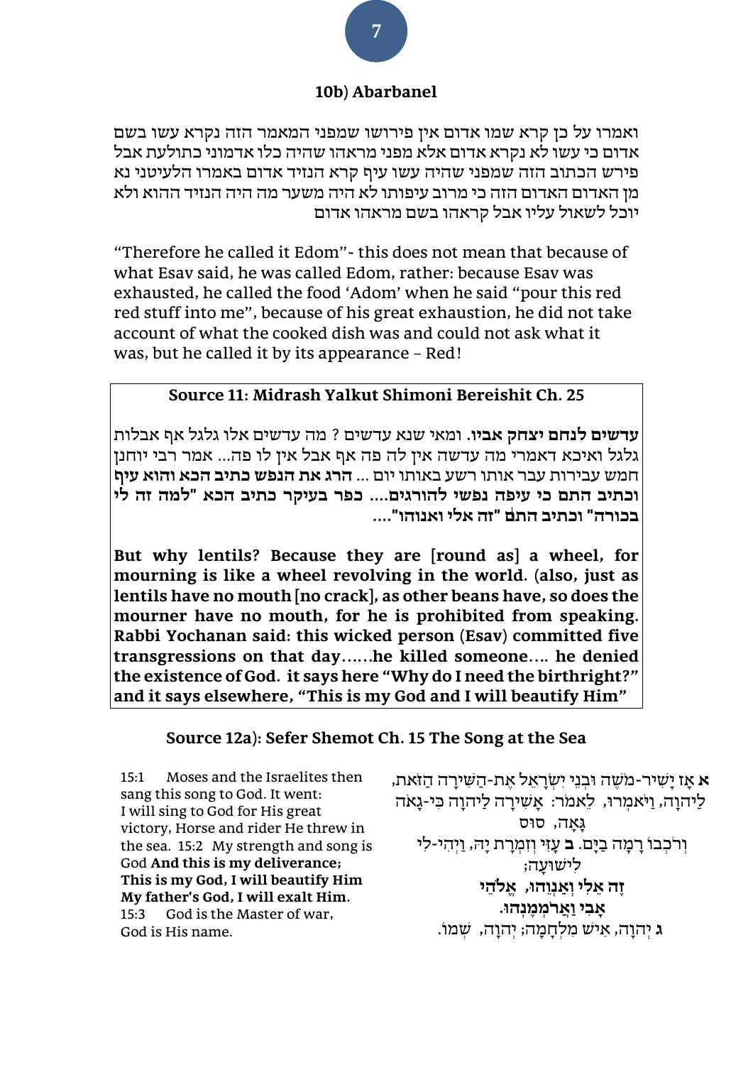## 10b) Abarbanel

ואמרו על כן קרא שמו אדום אין פירושו שמפני המאמר הזה נקרא עשו בשם אדום כי עשו לא נקרא אדום אלא מפני מראהו שהיה כלו אדמוני כתולעת אבל פירש הכתוב הזה שמפני שהיה עשו עיף קרא הנזיד אדום באמרו הלעיטני נא מן האדום האדום הזה כי מרוב עיפותו לא היה משער מה היה הנזיד ההוא ולא יוכל לשאול עליו אבל קראהו בשם מראהו אדום

"Therefore he called it Edom"- this does not mean that because of what Esav said, he was called Edom, rather: because Esav was exhausted, he called the food 'Adom' when he said "pour this red red stuff into me", because of his great exhaustion, he did not take account of what the cooked dish was and could not ask what it was, but he called it by its appearance – Red!

### Source 11: Midrash Yalkut Shimoni Bereishit Ch. 25

**עדשים לנחם יצחק אביו**. ומאי שנא עדשים ? מה עדשים אלו גלגל אף אבלות גלגל ואיכא דאמרי מה עדשה אין לה פה אף אבל אין לו פה... אמר רבי יוחנן חמש עבירות עבר אותו רשע באותו יום ... **הרג את הנפש כתיב הכא והוא עיף וכתיב התם כי עיפה נפשי להורגים.... כפר בעיקר כתיב הכא "למה זה לי בכורה" וכתיב התם "זה אלי ואנוהו"....**

**But why lentils? Because they are [round as] a wheel, for mourning is like a wheel revolving in the world. (also, just as lentils have no mouth [no crack], as other beans have, so does the mourner have no mouth, for he is prohibited from speaking. Rabbi Yochanan said: this wicked person (Esav) committed five transgressions on that day......he killed someone.... he denied the existence of God. it says here "Why do I need the birthright?" and it says elsewhere, "This is my God and I will beautify Him"**

### Source 12a): Sefer Shemot Ch. 15 The Song at the Sea

15:1 Moses and the Israelites then sang this song to God. It went:
I will sing to God for His great victory, Horse and rider He threw in the sea. 15:2 My strength and song is God **And this is my deliverance;**
**This is my God, I will beautify Him**
**My father's God, I will exalt Him.**
15:3 God is the Master of war,
God is His name.

**א** אָז יָשִׁיר-מֹשֶׁה וּבְנֵי יִשְׂרָאֵל אֶת-הַשִּׁירָה הַזֹּאת, לַיהוָה, וַיֹּאמְרוּ, לֵאמֹר: אָשִׁירָה לַיהוָה כִּי-גָאֹה גָּאָה, סוּס
וְרֹכְבוֹ רָמָה בַיָּם. **ב** עָזִּי וְזִמְרָת יָהּ, וַיְהִי-לִי לִישׁוּעָה;
**זֶה אֵלִי וְאַנְוֵהוּ, אֱלֹהֵי אָבִי וַאֲרֹמְמֶנְהוּ.**
**ג** יְהוָה, אִישׁ מִלְחָמָה; יְהוָה, שְׁמוֹ.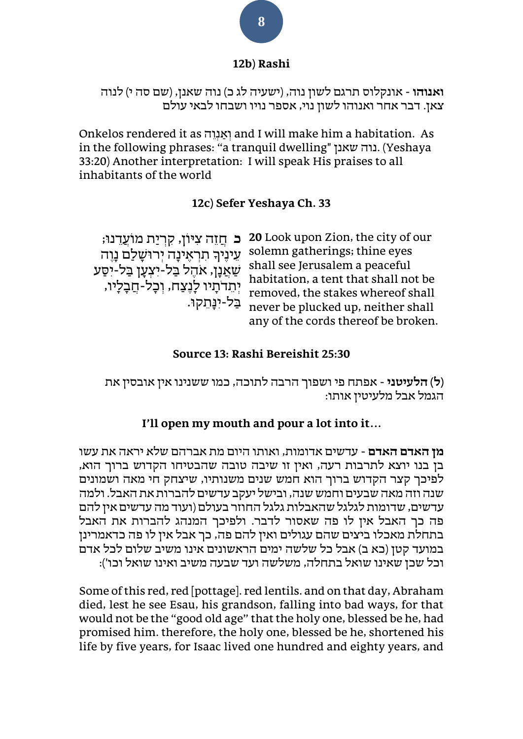### 12b) Rashi

**ואנוהו** - אונקלוס תרגם לשון נוה, (ישעיה לג כ) נוה שאנן, (שם סה י) לנוה צאן. דבר אחר ואנוהו לשון נוי, אספר נויו ושבחו לבאי עולם

Onkelos rendered it as וְאַנְוֵה and I will make him a habitation. As in the following phrases: "a tranquil dwelling" נוה שאנן. (Yeshaya 33:20) Another interpretation: I will speak His praises to all inhabitants of the world

### 12c) Sefer Yeshaya Ch. 33

**כ** חֲזֵה צִיּוֹן, קִרְיַת מוֹעֲדֵנוּ; עֵינֶיךָ תִרְאֶינָה יְרוּשָׁלִַם נָוֶה שַׁאֲנָן, אֹהֶל בַּל-יִצְעָן בַּל-יִסַּע יְתֵדֹתָיו לָנֶצַח, וְכָל-חֲבָלָיו, בַּל-יִנָּתֵקוּ.

**20** Look upon Zion, the city of our solemn gatherings; thine eyes shall see Jerusalem a peaceful habitation, a tent that shall not be removed, the stakes whereof shall never be plucked up, neither shall any of the cords thereof be broken.

### Source 13: Rashi Bereishit 25:30

(ל) **הלעיטני** - אפתח פי ושפוך הרבה לתוכה, כמו ששנינו אין אובסין את הגמל אבל מלעיטין אותו:

**I'll open my mouth and pour a lot into it…**

**מן האדם האדם** - עדשים אדומות, ואותו היום מת אברהם שלא יראה את עשו בן בנו יוצא לתרבות רעה, ואין זו שיבה טובה שהבטיחו הקדוש ברוך הוא, לפיכך קצר הקדוש ברוך הוא חמש שנים משנותיו, שיצחק חי מאה ושמונים שנה וזה מאה שבעים וחמש שנה, ובישל יעקב עדשים להברות את האבל. ולמה עדשים, שדומות לגלגל שהאבלות גלגל החוזר בעולם (ועוד מה עדשים אין להם פה כך האבל אין לו פה שאסור לדבר. ולפיכך המנהג להברות את האבל בתחלת מאכלו ביצים שהם עגולים ואין להם פה, כך אבל אין לו פה כדאמרינן במועד קטן (כא ב) אבל כל שלשה ימים הראשונים אינו משיב שלום לכל אדם וכל שכן שאינו שואל בתחלה, משלשה ועד שבעה משיב ואינו שואל וכו'):

Some of this red, red [pottage]. red lentils. and on that day, Abraham died, lest he see Esau, his grandson, falling into bad ways, for that would not be the "good old age" that the holy one, blessed be he, had promised him. therefore, the holy one, blessed be he, shortened his life by five years, for Isaac lived one hundred and eighty years, and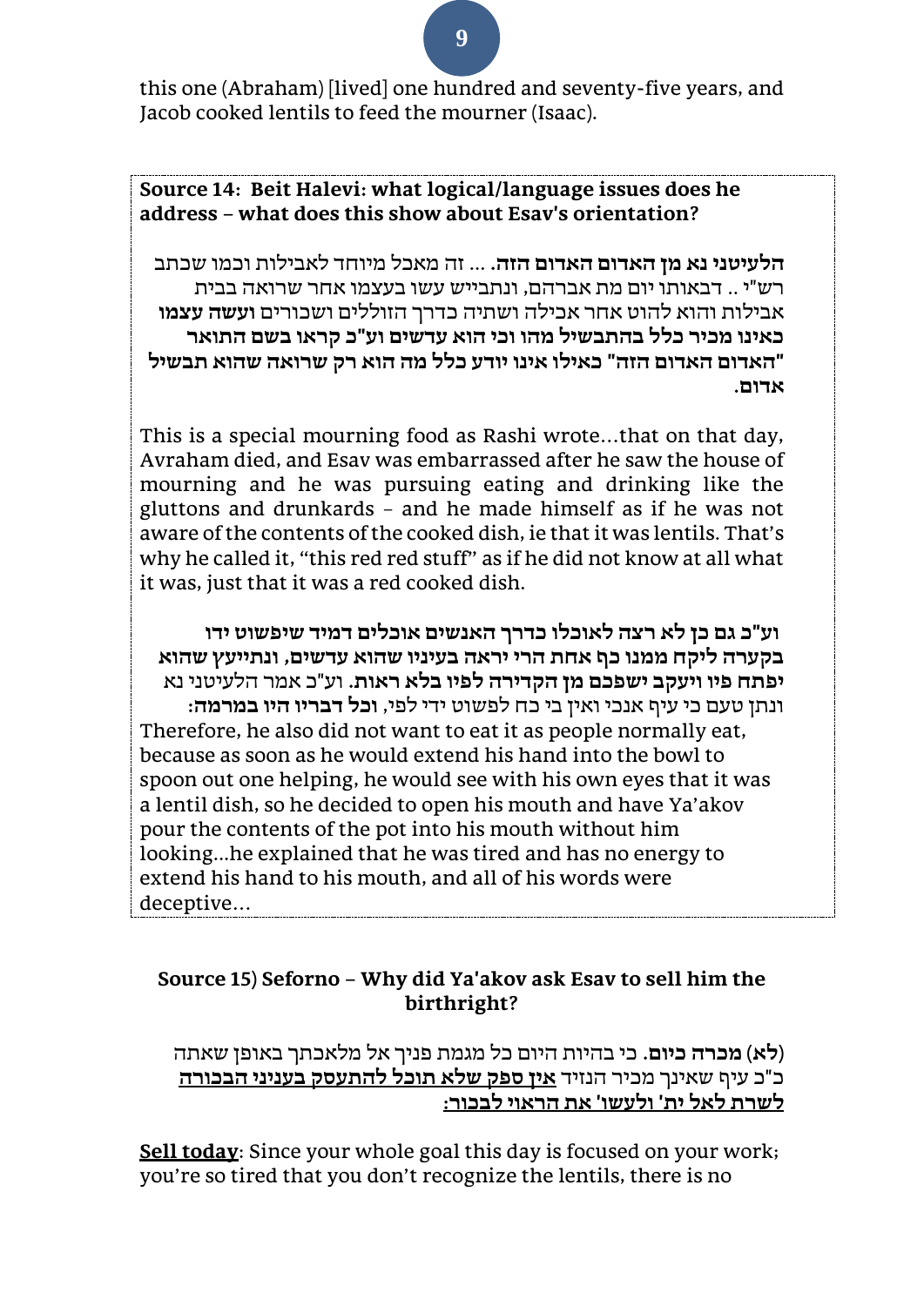this one (Abraham) [lived] one hundred and seventy-five years, and Jacob cooked lentils to feed the mourner (Isaac).

**Source 14: Beit Halevi: what logical/language issues does he address – what does this show about Esav's orientation?**

**הלעיטני נא מן האדום האדום הזה**. ... זה מאכל מיוחד לאבילות וכמו שכתב רש"י .. דבאותו יום מת אברהם, ונתבייש עשו בעצמו אחר שרואה בבית אבילות והוא להוט אחר אכילה ושתיה כדרך הזוללים ושכורים **ועשה עצמו כאינו מכיר כלל בהתבשיל מהו וכי הוא עדשים וע"כ קראו בשם התואר "האדום האדום הזה" כאילו אינו יודע כלל מה הוא רק שרואה שהוא תבשיל אדום.**

This is a special mourning food as Rashi wrote…that on that day, Avraham died, and Esav was embarrassed after he saw the house of mourning and he was pursuing eating and drinking like the gluttons and drunkards – and he made himself as if he was not aware of the contents of the cooked dish, ie that it was lentils. That's why he called it, "this red red stuff" as if he did not know at all what it was, just that it was a red cooked dish.

**וע"כ גם כן לא רצה לאוכלו כדרך האנשים אוכלים דמיד שיפשוט ידו בקערה ליקח ממנו כף אחת הרי יראה בעיניו שהוא עדשים, ונתייעץ שהוא יפתח פיו ויעקב ישפכם מן הקדירה לפיו בלא ראות**. וע"כ אמר הלעיטני נא ונתן טעם כי עיף אנכי ואין בי כח לפשוט ידי לפי, **וכל דבריו היו במרמה**:

Therefore, he also did not want to eat it as people normally eat, because as soon as he would extend his hand into the bowl to spoon out one helping, he would see with his own eyes that it was a lentil dish, so he decided to open his mouth and have Ya'akov pour the contents of the pot into his mouth without him looking…he explained that he was tired and has no energy to extend his hand to his mouth, and all of his words were deceptive…

**Source 15) Seforno – Why did Ya'akov ask Esav to sell him the birthright?**

(לא) **מכרה כיום**. כי בהיות היום כל מגמת פניך אל מלאכתך באופן שאתה כ"כ עיף שאינך מכיר הנזיד <u>**אין ספק שלא תוכל להתעסק בעניני הבכורה לשרת לאל ית' ולעשו' את הראוי לבכור**</u>:

<u>**Sell today**</u>: Since your whole goal this day is focused on your work; you're so tired that you don't recognize the lentils, there is no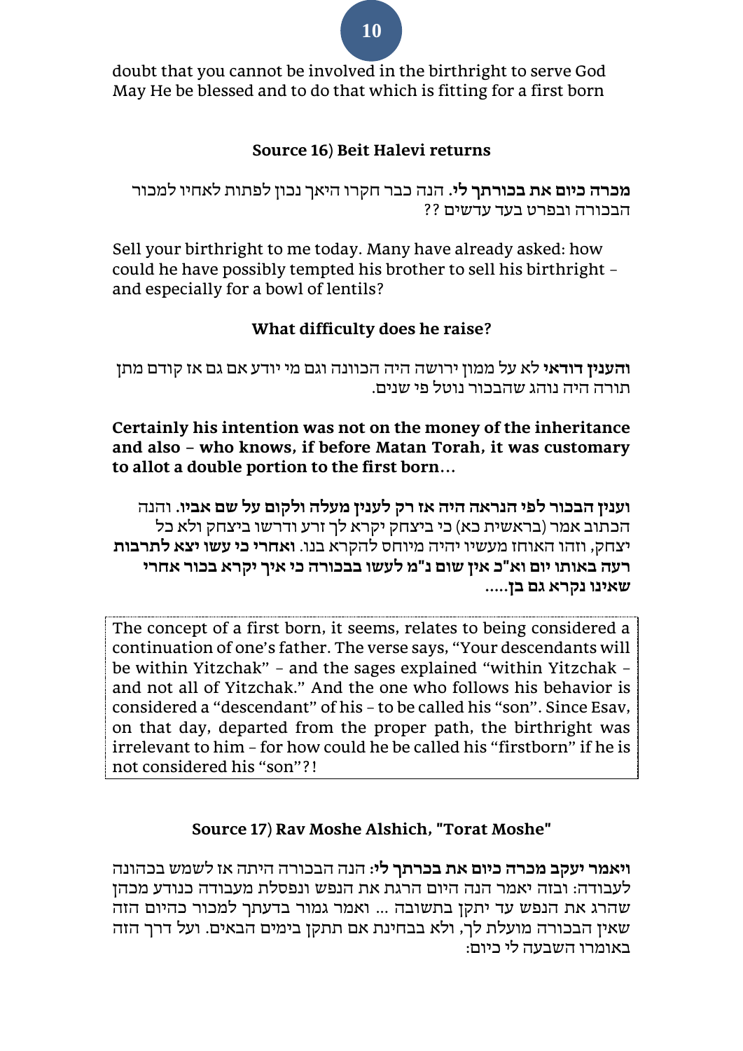doubt that you cannot be involved in the birthright to serve God May He be blessed and to do that which is fitting for a first born

### Source 16) Beit Halevi returns

**מכרה כיום את בכורתך לי**. הנה כבר חקרו היאך נכון לפתות לאחיו למכור הבכורה ובפרט בעד עדשים ??

Sell your birthright to me today. Many have already asked: how could he have possibly tempted his brother to sell his birthright – and especially for a bowl of lentils?

### What difficulty does he raise?

**והענין דודאי** לא על ממון ירושה היה הכוונה וגם מי יודע אם גם אז קודם מתן תורה היה נוהג שהבכור נוטל פי שנים.

**Certainly his intention was not on the money of the inheritance and also – who knows, if before Matan Torah, it was customary to allot a double portion to the first born…**

**וענין הבכור לפי הנראה היה אז רק לענין מעלה ולקום על שם אביו**. והנה הכתוב אמר (בראשית כא) כי ביצחק יקרא לך זרע ודרשו ביצחק ולא כל יצחק, וזהו האוחז מעשיו יהיה מיוחס להקרא בנו. **ואחרי כי עשו יצא לתרבות רעה באותו יום וא"כ אין שום נ"מ לעשו בבכורה כי איך יקרא בכור אחרי שאינו נקרא גם בן.....**

The concept of a first born, it seems, relates to being considered a continuation of one's father. The verse says, "Your descendants will be within Yitzchak" – and the sages explained "within Yitzchak – and not all of Yitzchak." And the one who follows his behavior is considered a "descendant" of his – to be called his "son". Since Esav, on that day, departed from the proper path, the birthright was irrelevant to him – for how could he be called his "firstborn" if he is not considered his "son"?!

### Source 17) Rav Moshe Alshich, "Torat Moshe"

**ויאמר יעקב מכרה כיום את בכרתך לי**: הנה הבכורה היתה אז לשמש בכהונה לעבודה: ובזה יאמר הנה היום הרגת את הנפש ונפסלת מעבודה כנודע מכהן שהרג את הנפש עד יתקן בתשובה ... ואמר גמור בדעתך למכור כהיום הזה שאין הבכורה מועלת לך, ולא בבחינת אם תתקן בימים הבאים. ועל דרך הזה באומרו השבעה לי כיום: